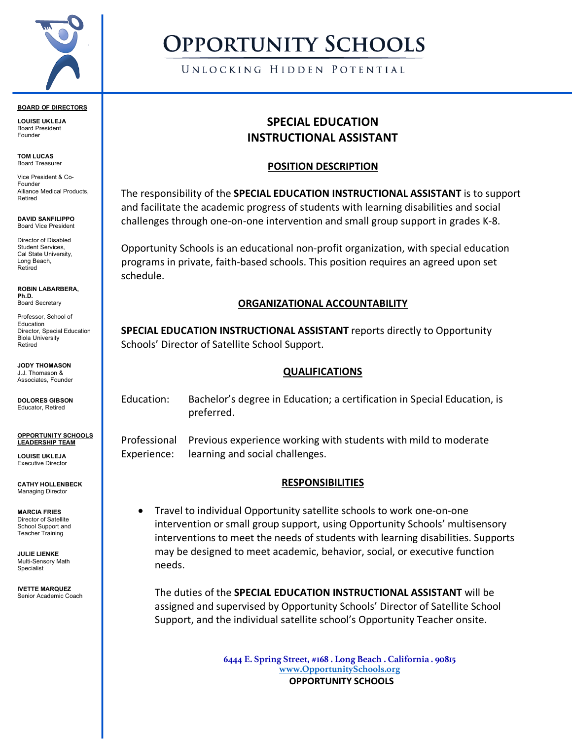# OPPORTUNITY SCHOOLS

UNLOCKING HIDDEN POTENTIAL

**BOARD OF DIRECTORS**

**LOUISE UKLEJA**
Board President
Founder

**TOM LUCAS**
Board Treasurer

Vice President & Co-Founder
Alliance Medical Products, Retired

**DAVID SANFILIPPO**
Board Vice President

Director of Disabled Student Services,
Cal State University, Long Beach,
Retired

**ROBIN LABARBERA, Ph.D.**
Board Secretary

Professor, School of Education
Director, Special Education
Biola University
Retired

**JODY THOMASON**
J.J. Thomason & Associates, Founder

**DOLORES GIBSON**
Educator, Retired

**OPPORTUNITY SCHOOLS LEADERSHIP TEAM**

**LOUISE UKLEJA**
Executive Director

**CATHY HOLLENBECK**
Managing Director

**MARCIA FRIES**
Director of Satellite School Support and Teacher Training

**JULIE LIENKE**
Multi-Sensory Math Specialist

**IVETTE MARQUEZ**
Senior Academic Coach

## SPECIAL EDUCATION INSTRUCTIONAL ASSISTANT

### POSITION DESCRIPTION

The responsibility of the **SPECIAL EDUCATION INSTRUCTIONAL ASSISTANT** is to support and facilitate the academic progress of students with learning disabilities and social challenges through one-on-one intervention and small group support in grades K-8.

Opportunity Schools is an educational non-profit organization, with special education programs in private, faith-based schools. This position requires an agreed upon set schedule.

### ORGANIZATIONAL ACCOUNTABILITY

**SPECIAL EDUCATION INSTRUCTIONAL ASSISTANT** reports directly to Opportunity Schools' Director of Satellite School Support.

### QUALIFICATIONS

Education: Bachelor's degree in Education; a certification in Special Education, is preferred.

Professional Experience: Previous experience working with students with mild to moderate learning and social challenges.

### RESPONSIBILITIES

- Travel to individual Opportunity satellite schools to work one-on-one intervention or small group support, using Opportunity Schools' multisensory interventions to meet the needs of students with learning disabilities. Supports may be designed to meet academic, behavior, social, or executive function needs.

  The duties of the **SPECIAL EDUCATION INSTRUCTIONAL ASSISTANT** will be assigned and supervised by Opportunity Schools' Director of Satellite School Support, and the individual satellite school's Opportunity Teacher onsite.

6444 E. Spring Street, #168 . Long Beach . California . 90815
www.OpportunitySchools.org
**OPPORTUNITY SCHOOLS**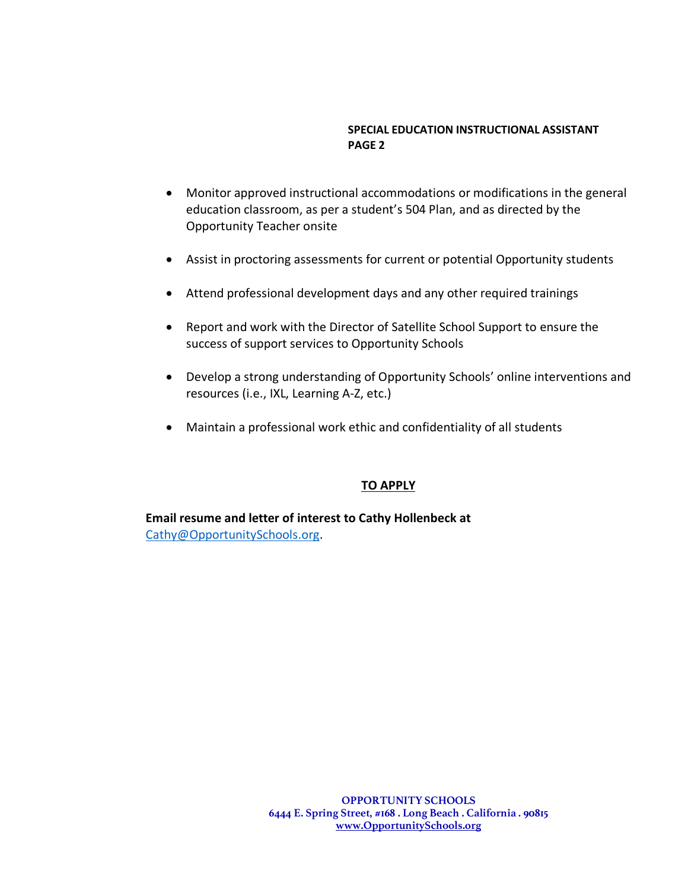- Monitor approved instructional accommodations or modifications in the general education classroom, as per a student's 504 Plan, and as directed by the Opportunity Teacher onsite

- Assist in proctoring assessments for current or potential Opportunity students

- Attend professional development days and any other required trainings

- Report and work with the Director of Satellite School Support to ensure the success of support services to Opportunity Schools

- Develop a strong understanding of Opportunity Schools' online interventions and resources (i.e., IXL, Learning A-Z, etc.)

- Maintain a professional work ethic and confidentiality of all students

## TO APPLY

**Email resume and letter of interest to Cathy Hollenbeck at**
Cathy@OpportunitySchools.org.

**OPPORTUNITY SCHOOLS**
**6444 E. Spring Street, #168 . Long Beach . California . 90815**
**www.OpportunitySchools.org**